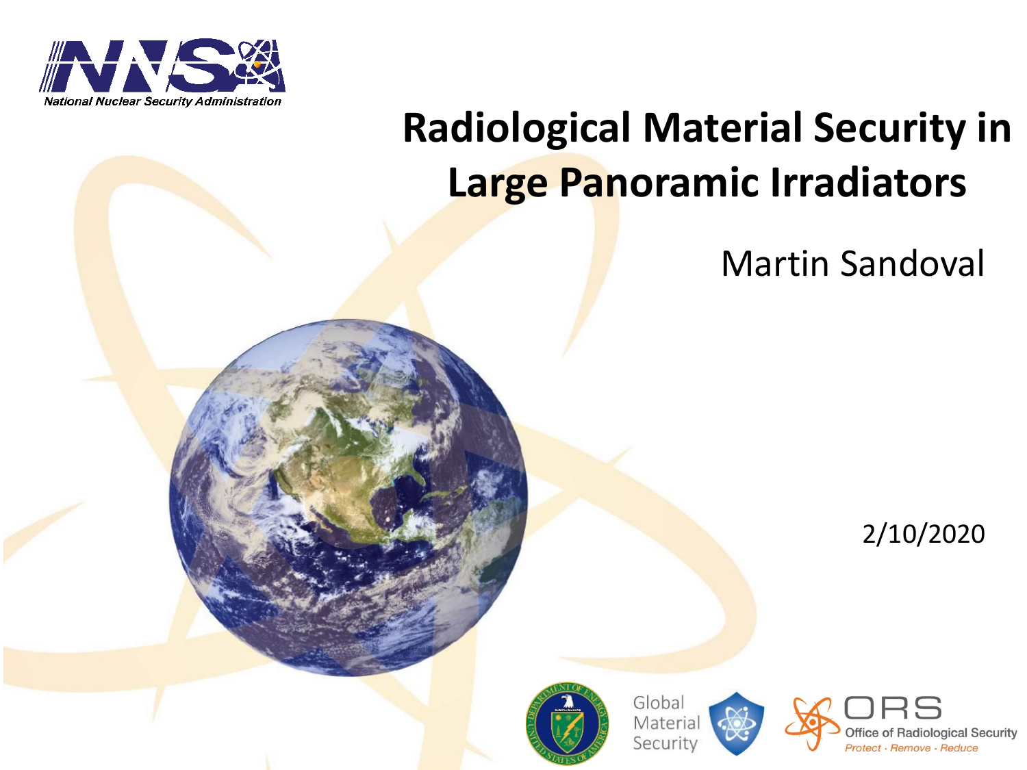National Nuclear Security Administration

# Radiological Material Security in Large Panoramic Irradiators

Martin Sandoval

2/10/2020

Global Material Security

ORS Office of Radiological Security

*Protect · Remove · Reduce*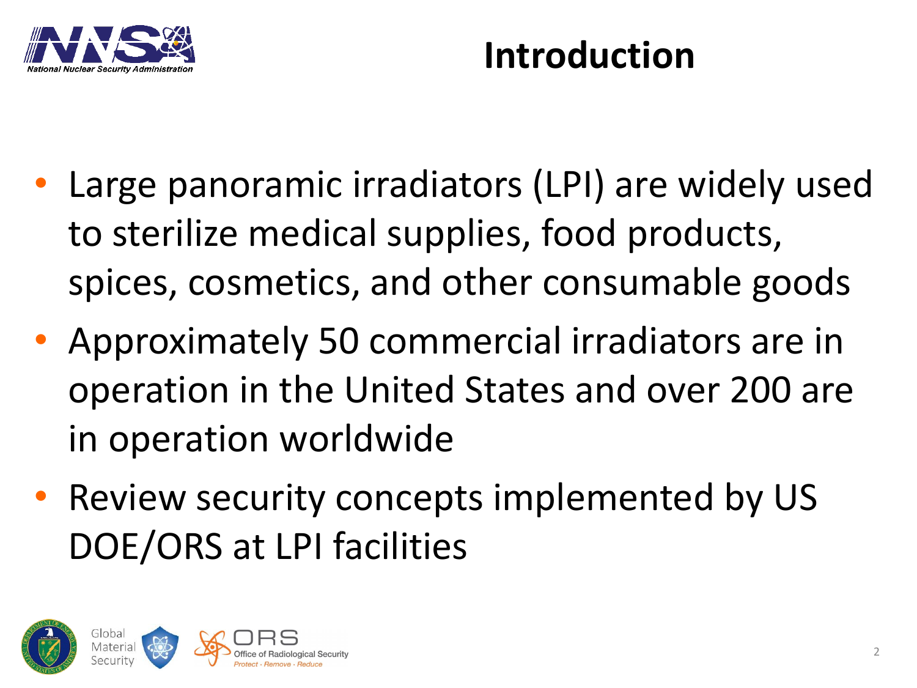# Introduction

- Large panoramic irradiators (LPI) are widely used to sterilize medical supplies, food products, spices, cosmetics, and other consumable goods
- Approximately 50 commercial irradiators are in operation in the United States and over 200 are in operation worldwide
- Review security concepts implemented by US DOE/ORS at LPI facilities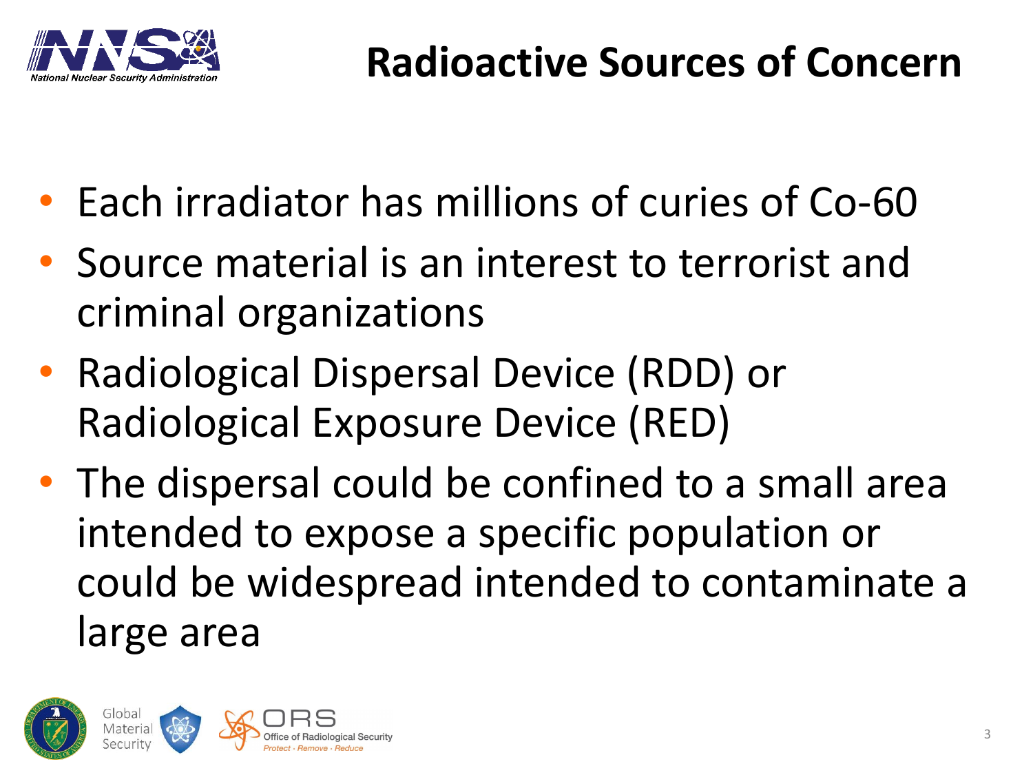# Radioactive Sources of Concern

- Each irradiator has millions of curies of Co-60
- Source material is an interest to terrorist and criminal organizations
- Radiological Dispersal Device (RDD) or Radiological Exposure Device (RED)
- The dispersal could be confined to a small area intended to expose a specific population or could be widespread intended to contaminate a large area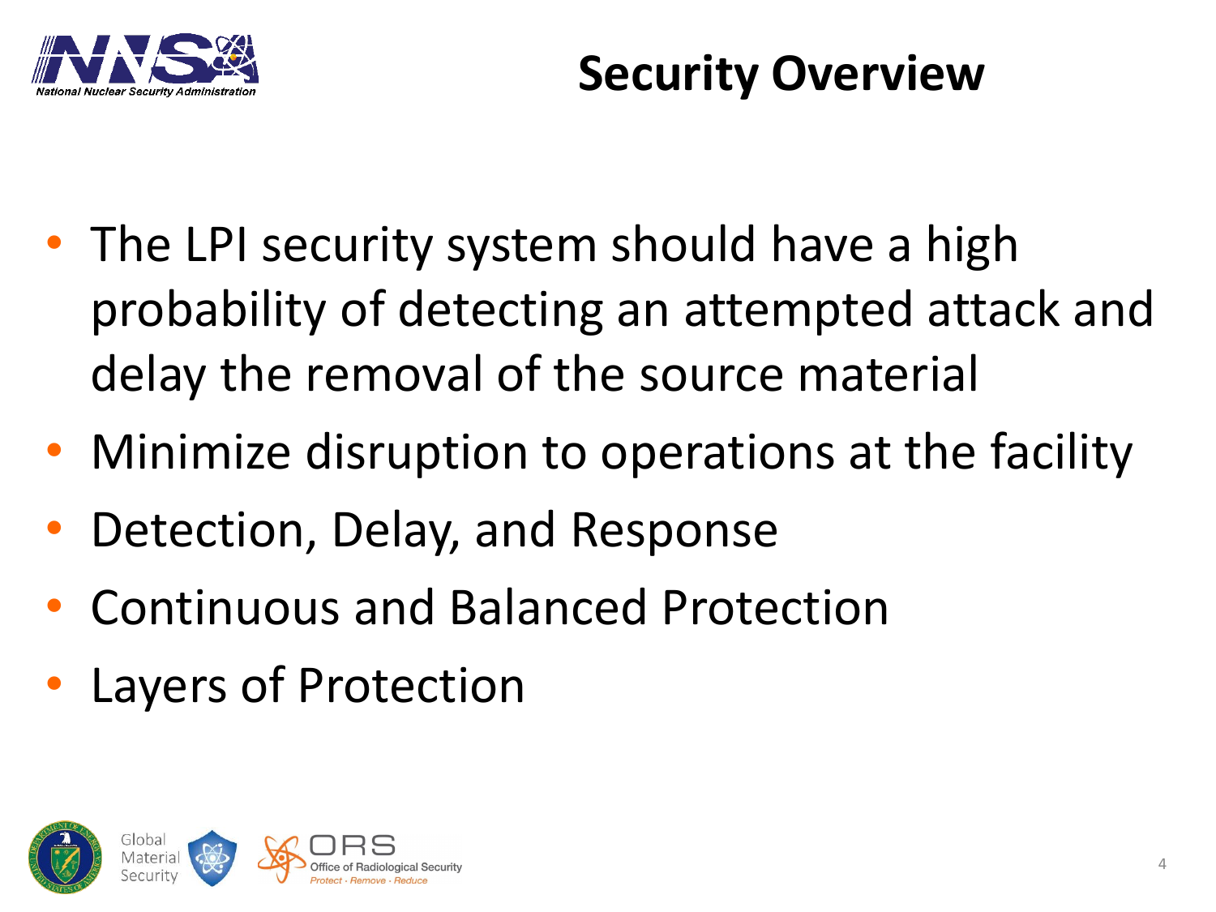# Security Overview

- The LPI security system should have a high probability of detecting an attempted attack and delay the removal of the source material
- Minimize disruption to operations at the facility
- Detection, Delay, and Response
- Continuous and Balanced Protection
- Layers of Protection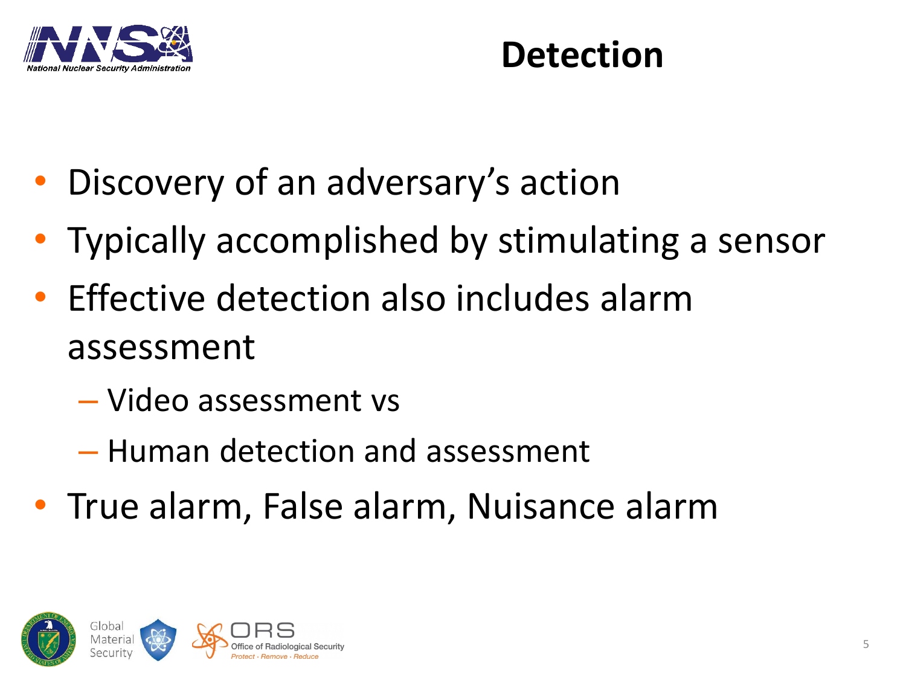# Detection

- Discovery of an adversary's action
- Typically accomplished by stimulating a sensor
- Effective detection also includes alarm assessment
  - Video assessment vs
  - Human detection and assessment
- True alarm, False alarm, Nuisance alarm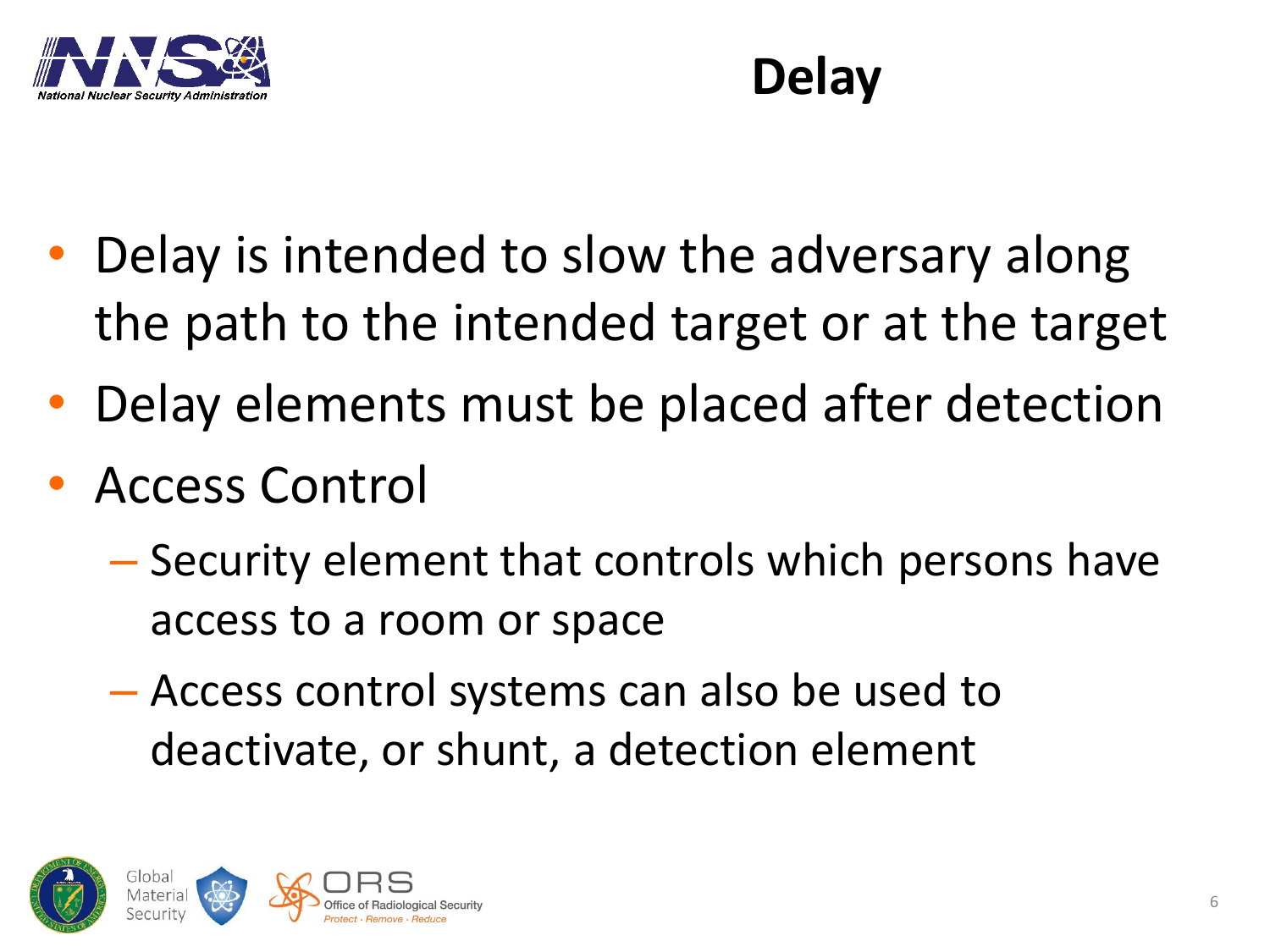# Delay

- Delay is intended to slow the adversary along the path to the intended target or at the target
- Delay elements must be placed after detection
- Access Control
  - Security element that controls which persons have access to a room or space
  - Access control systems can also be used to deactivate, or shunt, a detection element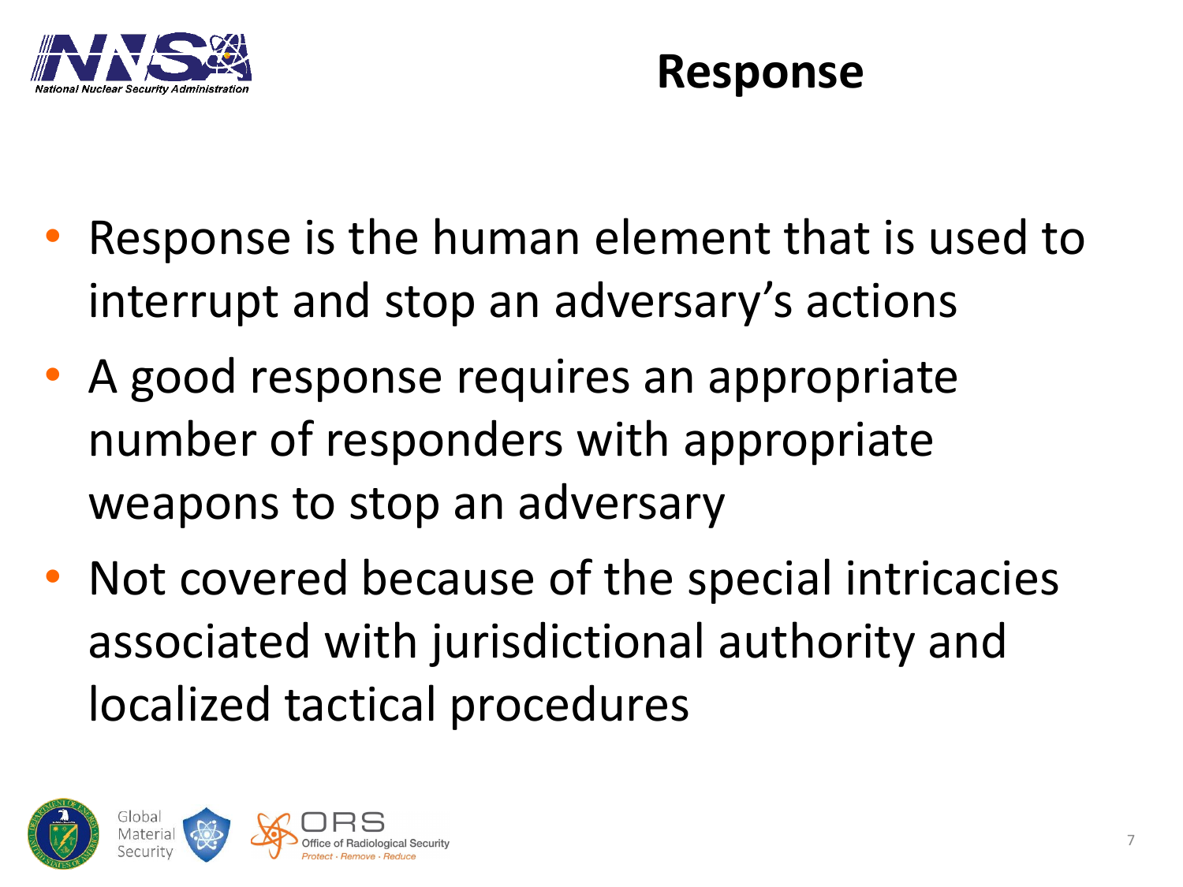# Response

- Response is the human element that is used to interrupt and stop an adversary's actions
- A good response requires an appropriate number of responders with appropriate weapons to stop an adversary
- Not covered because of the special intricacies associated with jurisdictional authority and localized tactical procedures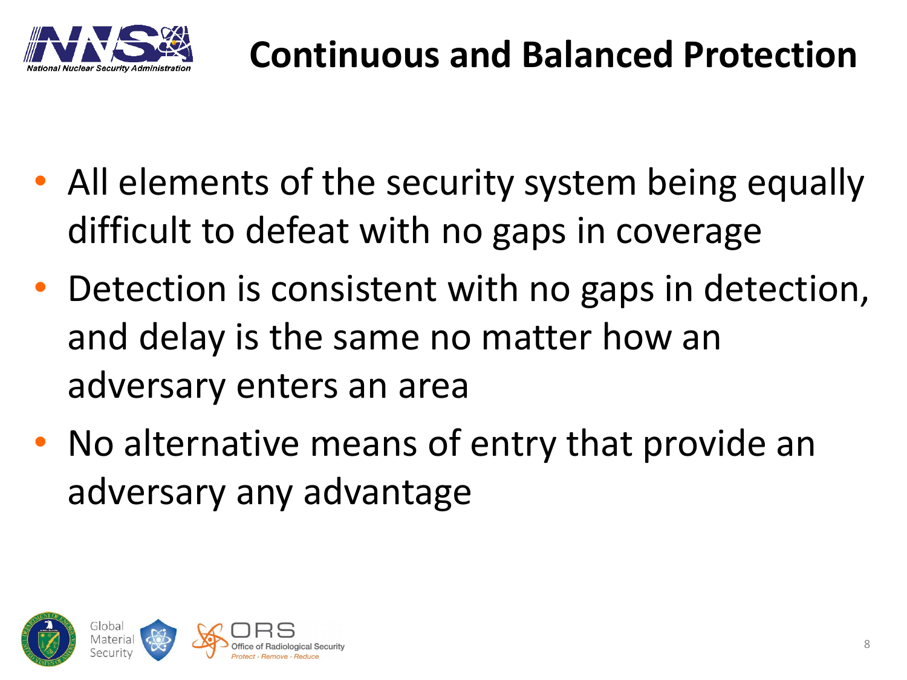# Continuous and Balanced Protection

- All elements of the security system being equally difficult to defeat with no gaps in coverage
- Detection is consistent with no gaps in detection, and delay is the same no matter how an adversary enters an area
- No alternative means of entry that provide an adversary any advantage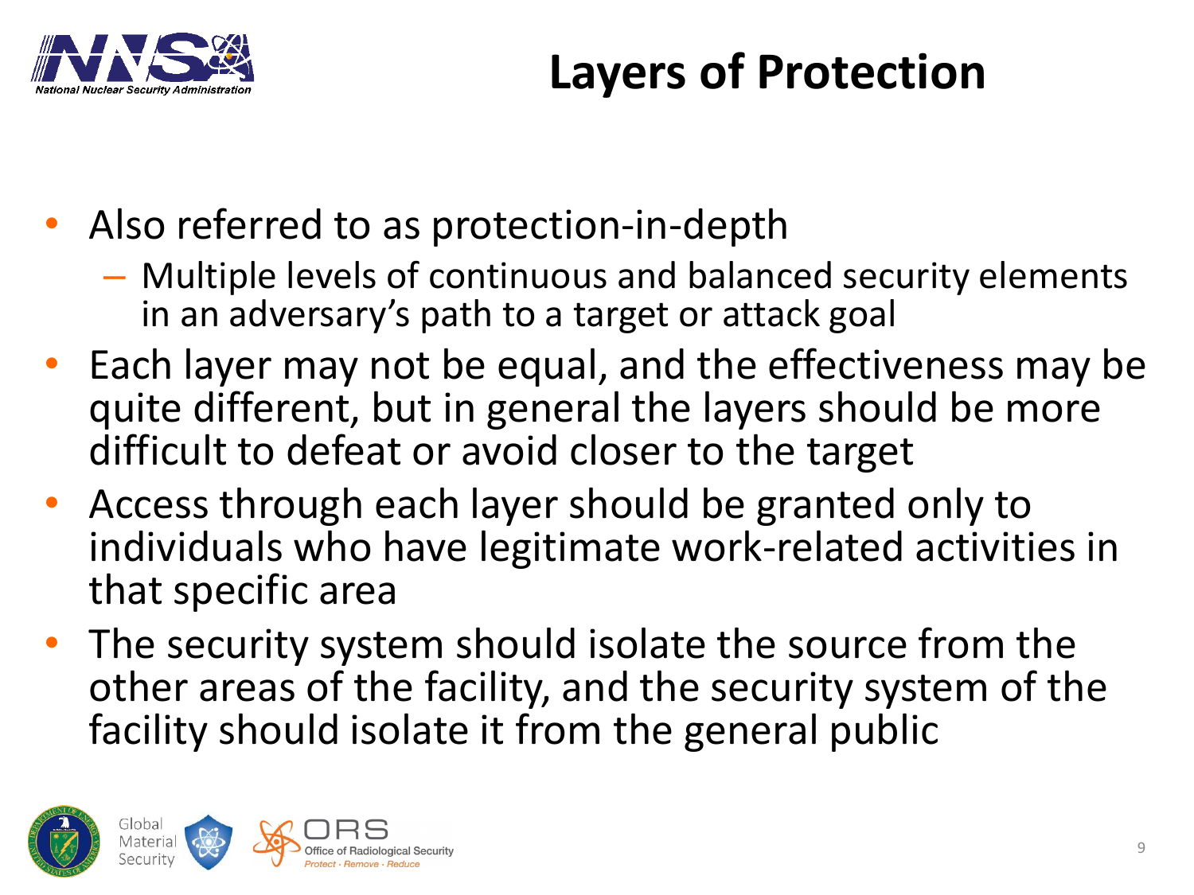# Layers of Protection

- Also referred to as protection-in-depth
  - Multiple levels of continuous and balanced security elements in an adversary's path to a target or attack goal
- Each layer may not be equal, and the effectiveness may be quite different, but in general the layers should be more difficult to defeat or avoid closer to the target
- Access through each layer should be granted only to individuals who have legitimate work-related activities in that specific area
- The security system should isolate the source from the other areas of the facility, and the security system of the facility should isolate it from the general public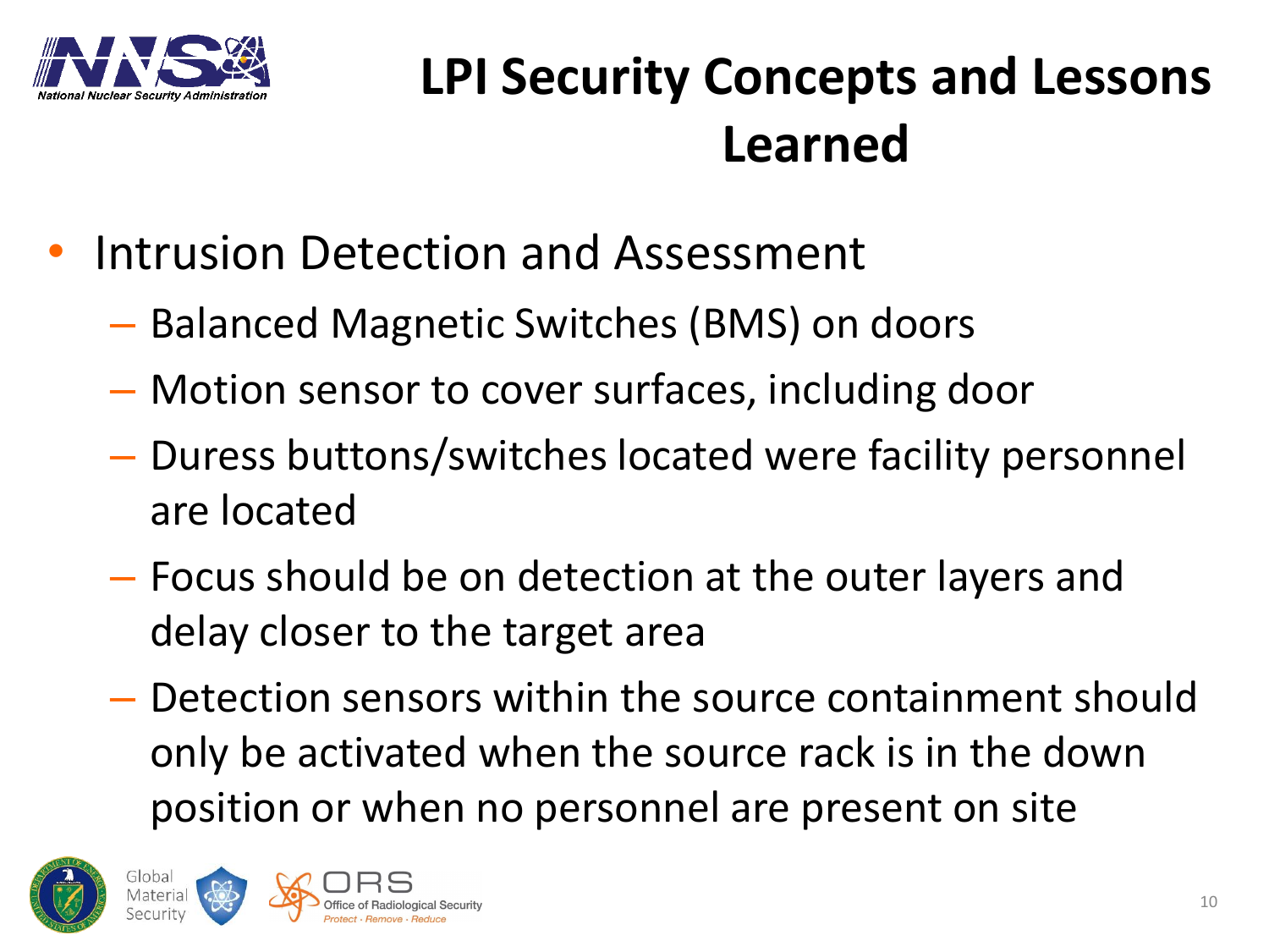# LPI Security Concepts and Lessons Learned

- Intrusion Detection and Assessment
  - Balanced Magnetic Switches (BMS) on doors
  - Motion sensor to cover surfaces, including door
  - Duress buttons/switches located were facility personnel are located
  - Focus should be on detection at the outer layers and delay closer to the target area
  - Detection sensors within the source containment should only be activated when the source rack is in the down position or when no personnel are present on site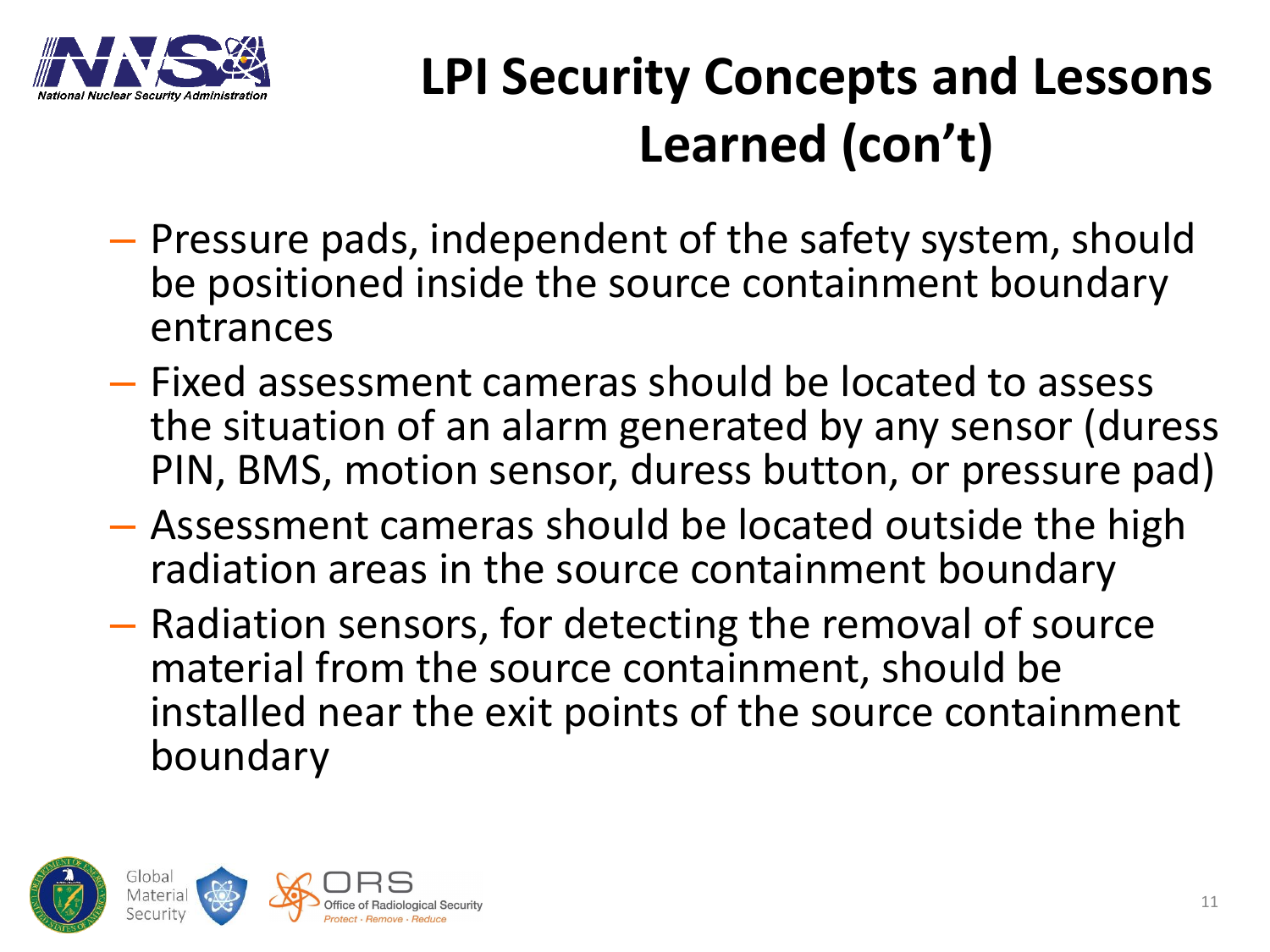# LPI Security Concepts and Lessons Learned (con't)

- Pressure pads, independent of the safety system, should be positioned inside the source containment boundary entrances
- Fixed assessment cameras should be located to assess the situation of an alarm generated by any sensor (duress PIN, BMS, motion sensor, duress button, or pressure pad)
- Assessment cameras should be located outside the high radiation areas in the source containment boundary
- Radiation sensors, for detecting the removal of source material from the source containment, should be installed near the exit points of the source containment boundary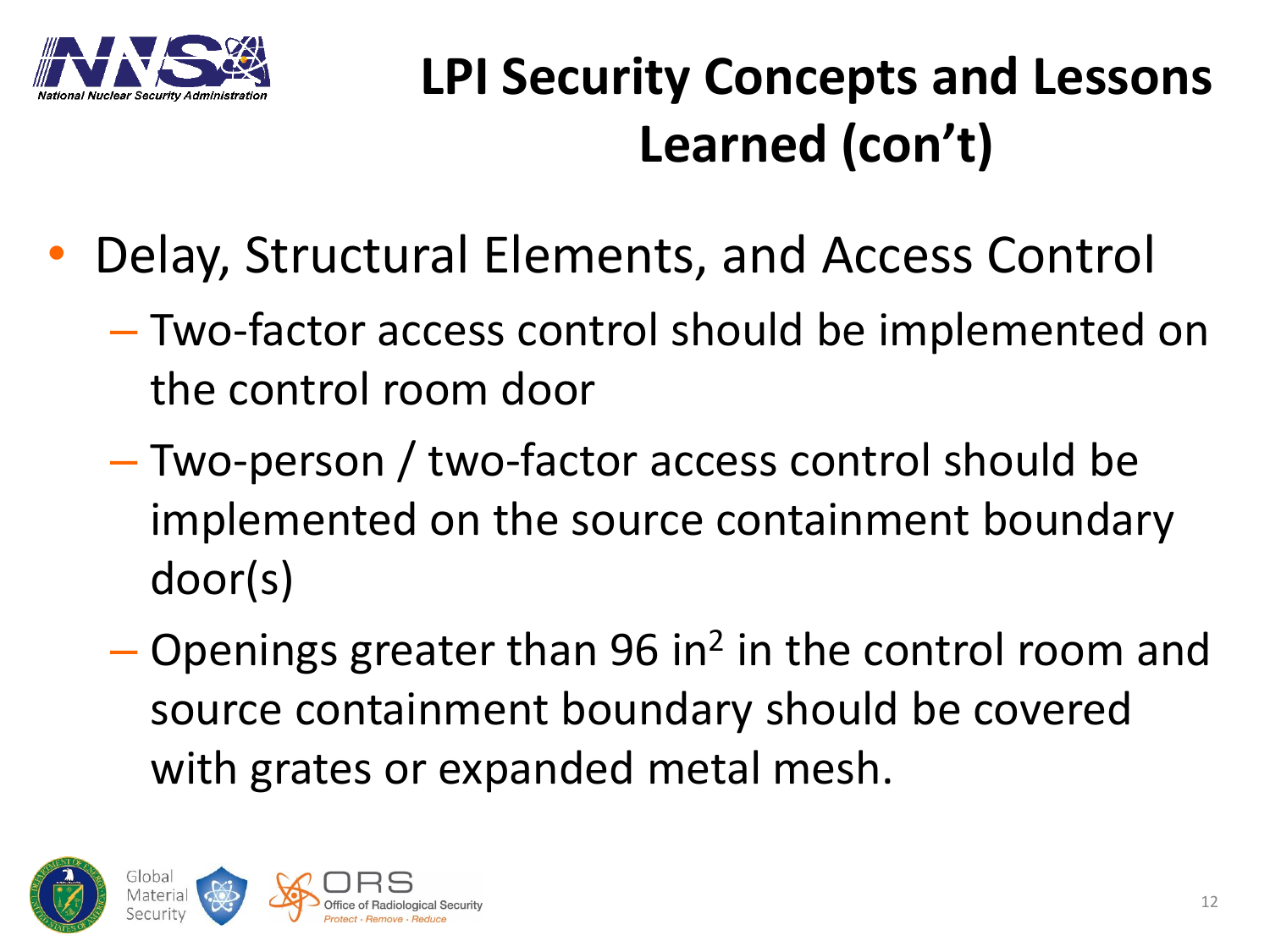# LPI Security Concepts and Lessons Learned (con't)

- Delay, Structural Elements, and Access Control
  - Two-factor access control should be implemented on the control room door
  - Two-person / two-factor access control should be implemented on the source containment boundary door(s)
  - Openings greater than 96 $in^2$ in the control room and source containment boundary should be covered with grates or expanded metal mesh.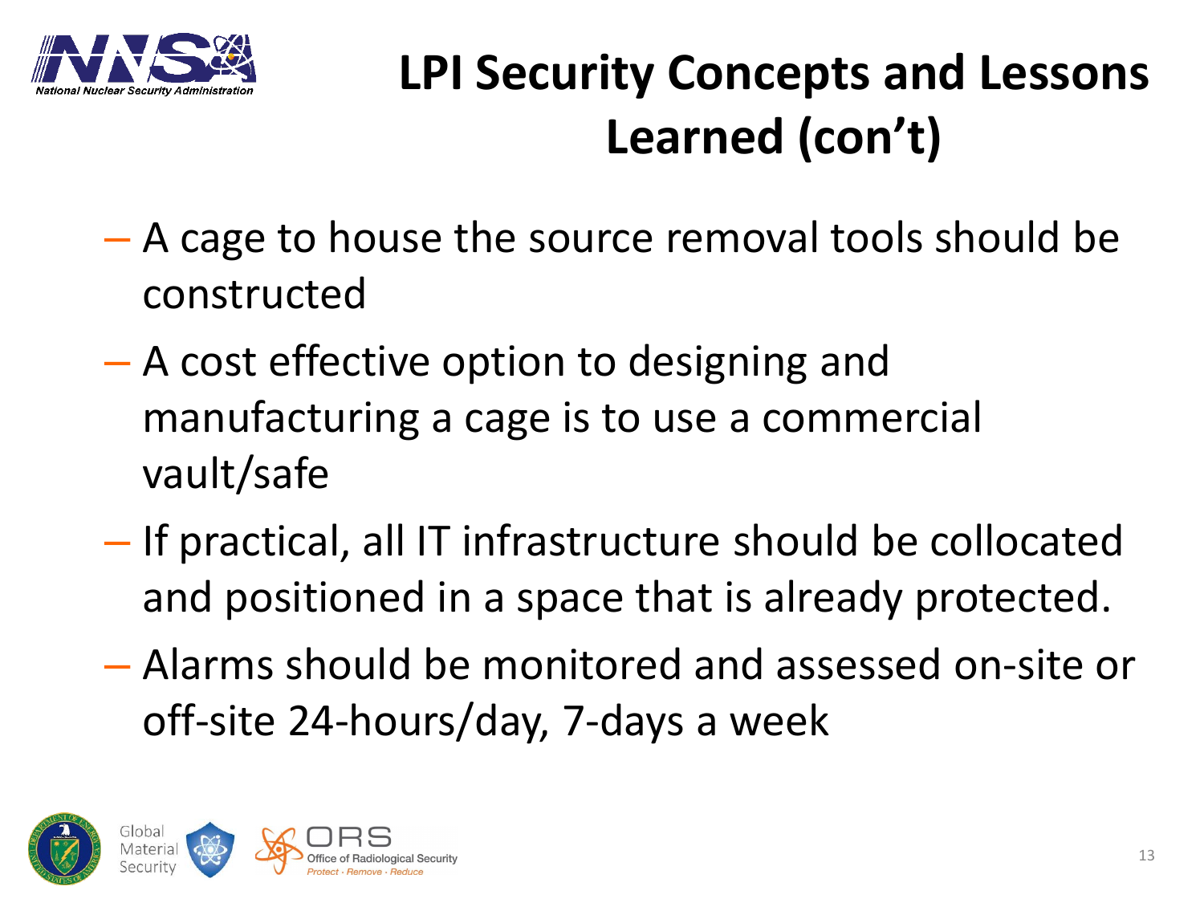# LPI Security Concepts and Lessons Learned (con't)

- A cage to house the source removal tools should be constructed
- A cost effective option to designing and manufacturing a cage is to use a commercial vault/safe
- If practical, all IT infrastructure should be collocated and positioned in a space that is already protected.
- Alarms should be monitored and assessed on-site or off-site 24-hours/day, 7-days a week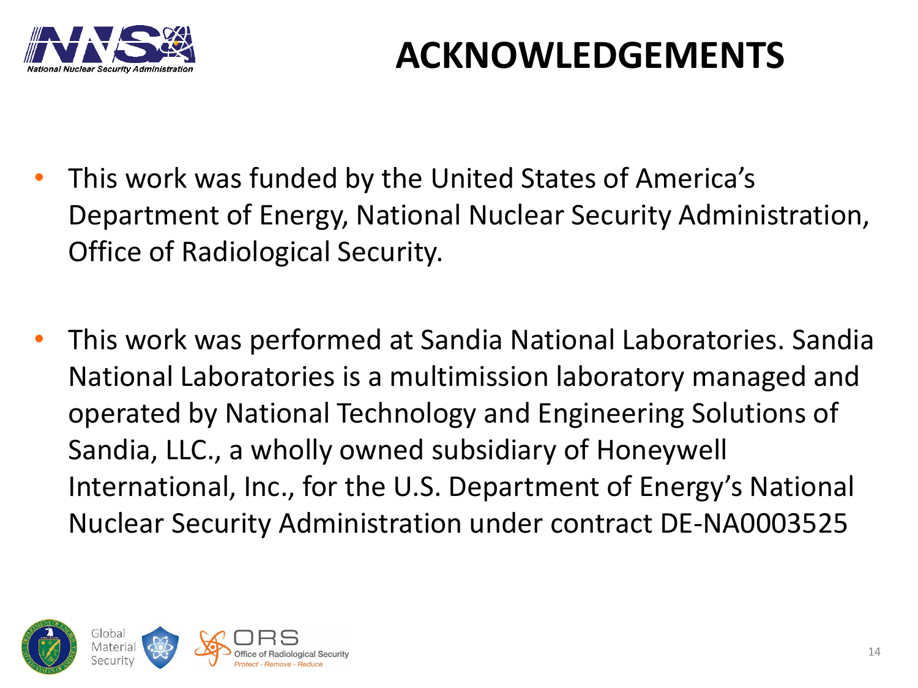# ACKNOWLEDGEMENTS

- This work was funded by the United States of America's Department of Energy, National Nuclear Security Administration, Office of Radiological Security.
- This work was performed at Sandia National Laboratories. Sandia National Laboratories is a multimission laboratory managed and operated by National Technology and Engineering Solutions of Sandia, LLC., a wholly owned subsidiary of Honeywell International, Inc., for the U.S. Department of Energy's National Nuclear Security Administration under contract DE-NA0003525